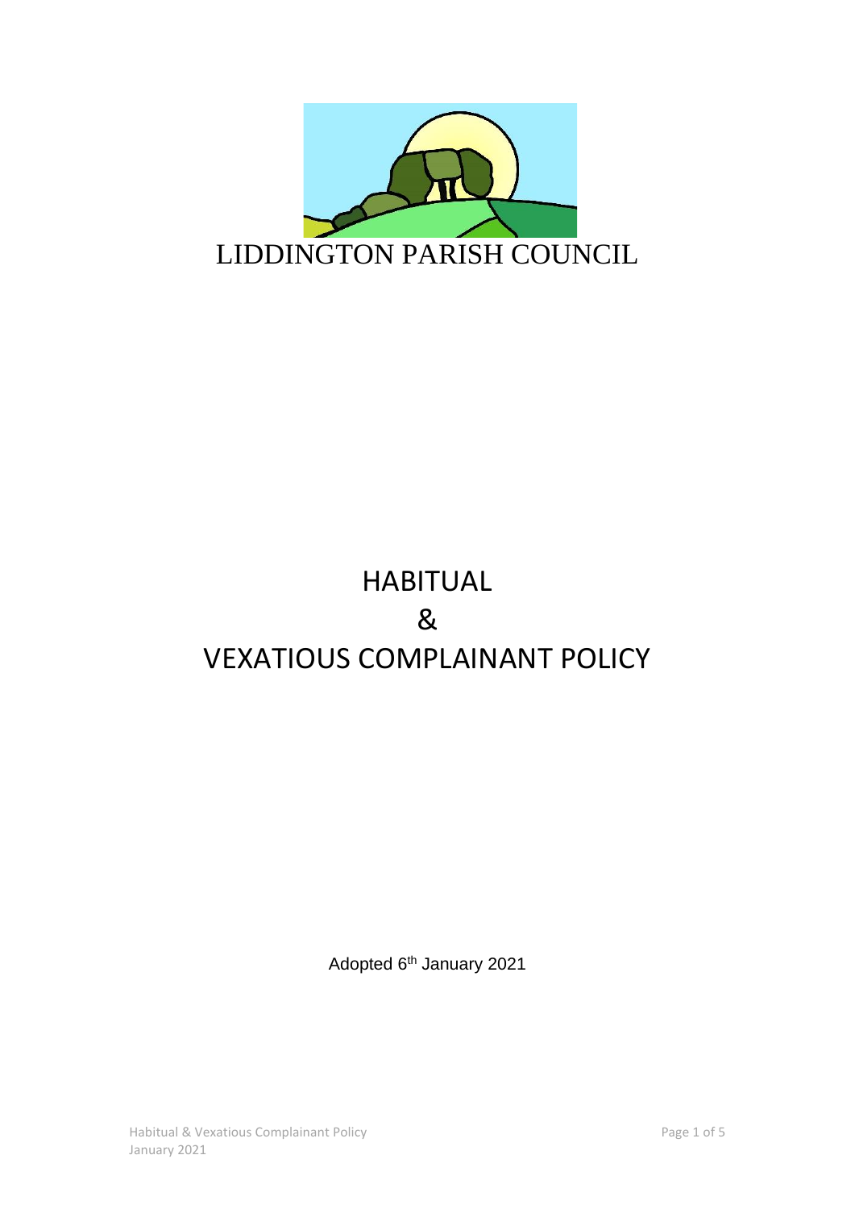LIDDINGTON PARISH COUNCIL

# HABITUAL
# &
# VEXATIOUS COMPLAINANT POLICY

Adopted 6th January 2021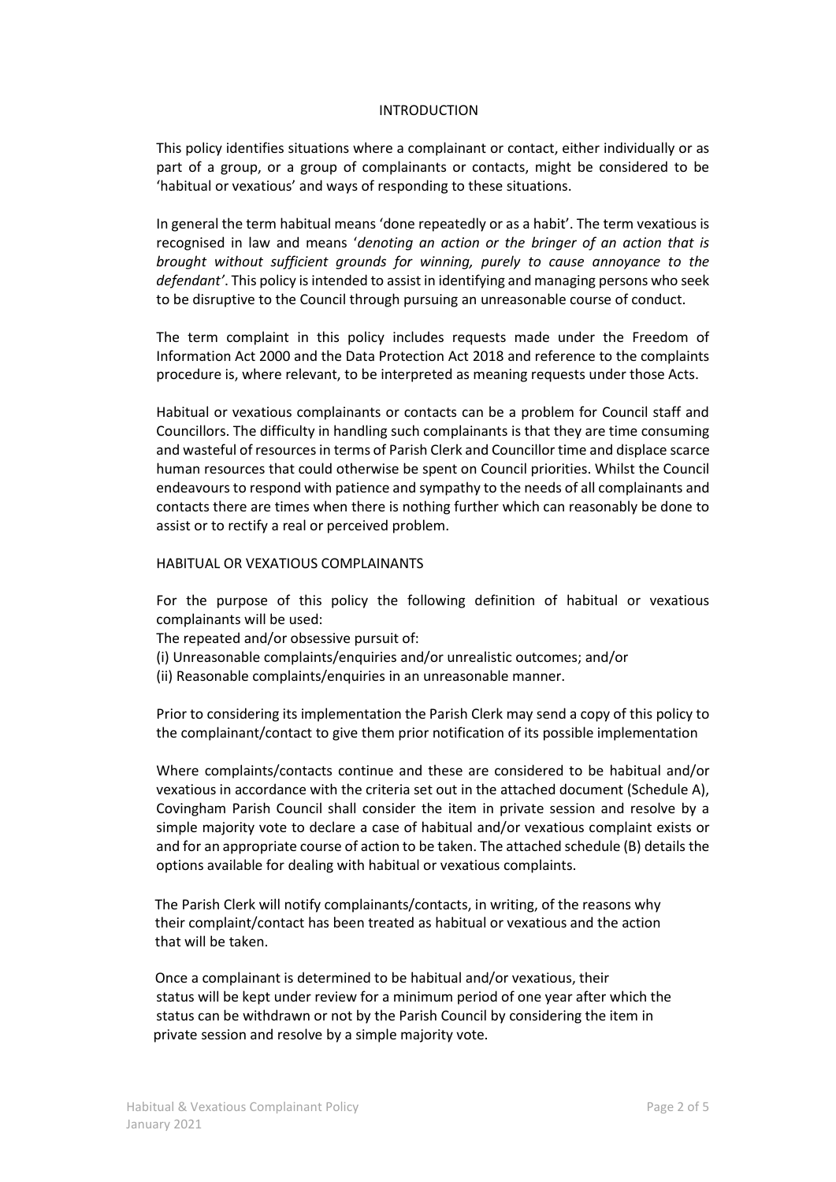## INTRODUCTION

This policy identifies situations where a complainant or contact, either individually or as part of a group, or a group of complainants or contacts, might be considered to be 'habitual or vexatious' and ways of responding to these situations.

In general the term habitual means 'done repeatedly or as a habit'. The term vexatious is recognised in law and means '*denoting an action or the bringer of an action that is brought without sufficient grounds for winning, purely to cause annoyance to the defendant'*. This policy is intended to assist in identifying and managing persons who seek to be disruptive to the Council through pursuing an unreasonable course of conduct.

The term complaint in this policy includes requests made under the Freedom of Information Act 2000 and the Data Protection Act 2018 and reference to the complaints procedure is, where relevant, to be interpreted as meaning requests under those Acts.

Habitual or vexatious complainants or contacts can be a problem for Council staff and Councillors. The difficulty in handling such complainants is that they are time consuming and wasteful of resources in terms of Parish Clerk and Councillor time and displace scarce human resources that could otherwise be spent on Council priorities. Whilst the Council endeavours to respond with patience and sympathy to the needs of all complainants and contacts there are times when there is nothing further which can reasonably be done to assist or to rectify a real or perceived problem.

## HABITUAL OR VEXATIOUS COMPLAINANTS

For the purpose of this policy the following definition of habitual or vexatious complainants will be used:

The repeated and/or obsessive pursuit of:

(i) Unreasonable complaints/enquiries and/or unrealistic outcomes; and/or

(ii) Reasonable complaints/enquiries in an unreasonable manner.

Prior to considering its implementation the Parish Clerk may send a copy of this policy to the complainant/contact to give them prior notification of its possible implementation

Where complaints/contacts continue and these are considered to be habitual and/or vexatious in accordance with the criteria set out in the attached document (Schedule A), Covingham Parish Council shall consider the item in private session and resolve by a simple majority vote to declare a case of habitual and/or vexatious complaint exists or and for an appropriate course of action to be taken. The attached schedule (B) details the options available for dealing with habitual or vexatious complaints.

The Parish Clerk will notify complainants/contacts, in writing, of the reasons why their complaint/contact has been treated as habitual or vexatious and the action that will be taken.

Once a complainant is determined to be habitual and/or vexatious, their status will be kept under review for a minimum period of one year after which the status can be withdrawn or not by the Parish Council by considering the item in private session and resolve by a simple majority vote.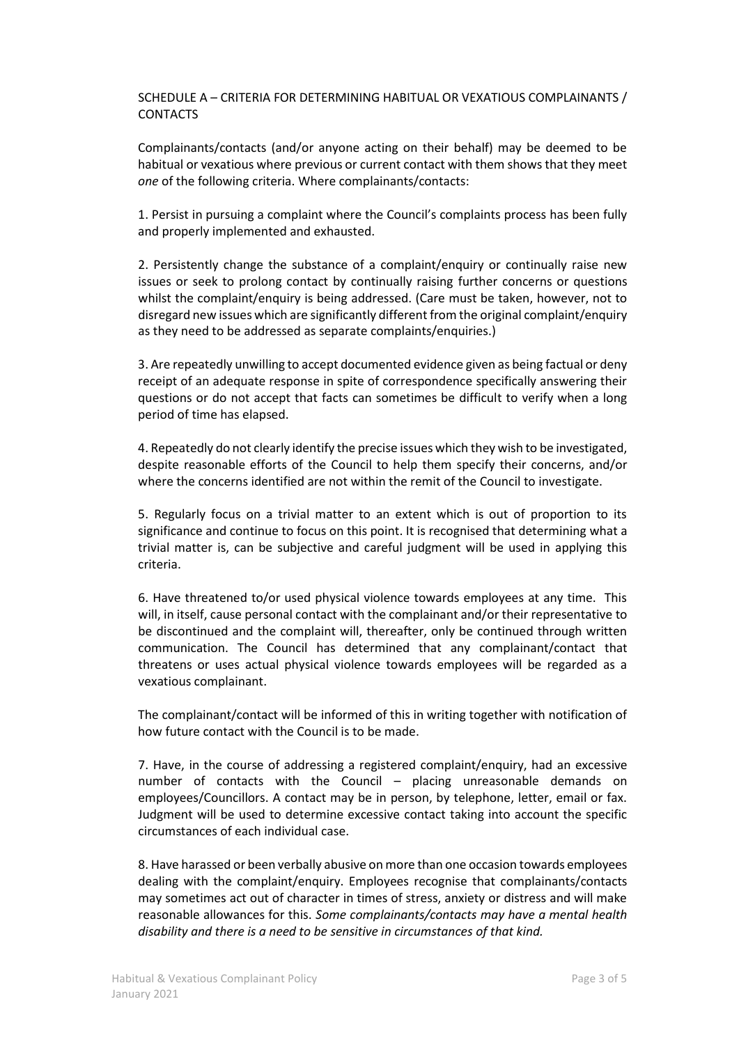## SCHEDULE A – CRITERIA FOR DETERMINING HABITUAL OR VEXATIOUS COMPLAINANTS / CONTACTS

Complainants/contacts (and/or anyone acting on their behalf) may be deemed to be habitual or vexatious where previous or current contact with them shows that they meet *one* of the following criteria. Where complainants/contacts:

1. Persist in pursuing a complaint where the Council's complaints process has been fully and properly implemented and exhausted.

2. Persistently change the substance of a complaint/enquiry or continually raise new issues or seek to prolong contact by continually raising further concerns or questions whilst the complaint/enquiry is being addressed. (Care must be taken, however, not to disregard new issues which are significantly different from the original complaint/enquiry as they need to be addressed as separate complaints/enquiries.)

3. Are repeatedly unwilling to accept documented evidence given as being factual or deny receipt of an adequate response in spite of correspondence specifically answering their questions or do not accept that facts can sometimes be difficult to verify when a long period of time has elapsed.

4. Repeatedly do not clearly identify the precise issues which they wish to be investigated, despite reasonable efforts of the Council to help them specify their concerns, and/or where the concerns identified are not within the remit of the Council to investigate.

5. Regularly focus on a trivial matter to an extent which is out of proportion to its significance and continue to focus on this point. It is recognised that determining what a trivial matter is, can be subjective and careful judgment will be used in applying this criteria.

6. Have threatened to/or used physical violence towards employees at any time. This will, in itself, cause personal contact with the complainant and/or their representative to be discontinued and the complaint will, thereafter, only be continued through written communication. The Council has determined that any complainant/contact that threatens or uses actual physical violence towards employees will be regarded as a vexatious complainant.

The complainant/contact will be informed of this in writing together with notification of how future contact with the Council is to be made.

7. Have, in the course of addressing a registered complaint/enquiry, had an excessive number of contacts with the Council – placing unreasonable demands on employees/Councillors. A contact may be in person, by telephone, letter, email or fax. Judgment will be used to determine excessive contact taking into account the specific circumstances of each individual case.

8. Have harassed or been verbally abusive on more than one occasion towards employees dealing with the complaint/enquiry. Employees recognise that complainants/contacts may sometimes act out of character in times of stress, anxiety or distress and will make reasonable allowances for this. *Some complainants/contacts may have a mental health disability and there is a need to be sensitive in circumstances of that kind.*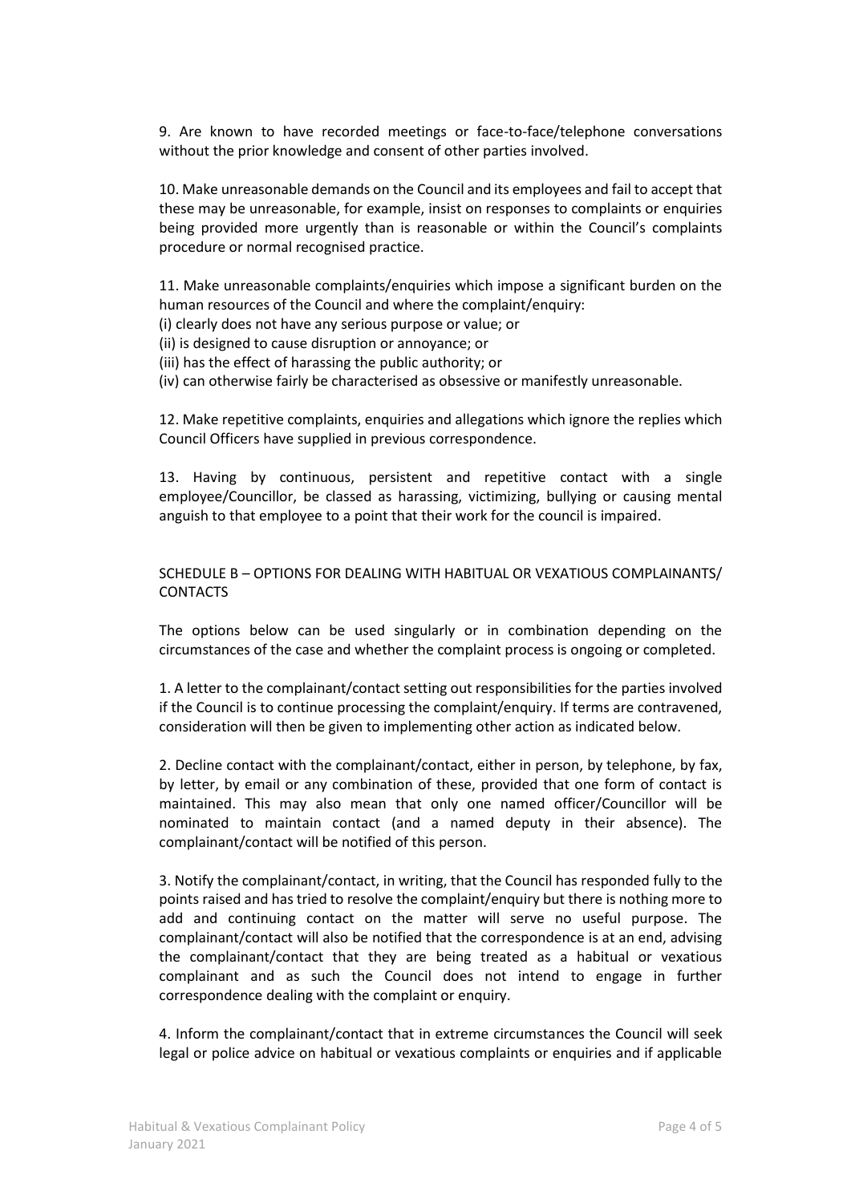9. Are known to have recorded meetings or face-to-face/telephone conversations without the prior knowledge and consent of other parties involved.

10. Make unreasonable demands on the Council and its employees and fail to accept that these may be unreasonable, for example, insist on responses to complaints or enquiries being provided more urgently than is reasonable or within the Council's complaints procedure or normal recognised practice.

11. Make unreasonable complaints/enquiries which impose a significant burden on the human resources of the Council and where the complaint/enquiry:
(i) clearly does not have any serious purpose or value; or
(ii) is designed to cause disruption or annoyance; or
(iii) has the effect of harassing the public authority; or
(iv) can otherwise fairly be characterised as obsessive or manifestly unreasonable.

12. Make repetitive complaints, enquiries and allegations which ignore the replies which Council Officers have supplied in previous correspondence.

13. Having by continuous, persistent and repetitive contact with a single employee/Councillor, be classed as harassing, victimizing, bullying or causing mental anguish to that employee to a point that their work for the council is impaired.

## SCHEDULE B – OPTIONS FOR DEALING WITH HABITUAL OR VEXATIOUS COMPLAINANTS/ CONTACTS

The options below can be used singularly or in combination depending on the circumstances of the case and whether the complaint process is ongoing or completed.

1. A letter to the complainant/contact setting out responsibilities for the parties involved if the Council is to continue processing the complaint/enquiry. If terms are contravened, consideration will then be given to implementing other action as indicated below.

2. Decline contact with the complainant/contact, either in person, by telephone, by fax, by letter, by email or any combination of these, provided that one form of contact is maintained. This may also mean that only one named officer/Councillor will be nominated to maintain contact (and a named deputy in their absence). The complainant/contact will be notified of this person.

3. Notify the complainant/contact, in writing, that the Council has responded fully to the points raised and has tried to resolve the complaint/enquiry but there is nothing more to add and continuing contact on the matter will serve no useful purpose. The complainant/contact will also be notified that the correspondence is at an end, advising the complainant/contact that they are being treated as a habitual or vexatious complainant and as such the Council does not intend to engage in further correspondence dealing with the complaint or enquiry.

4. Inform the complainant/contact that in extreme circumstances the Council will seek legal or police advice on habitual or vexatious complaints or enquiries and if applicable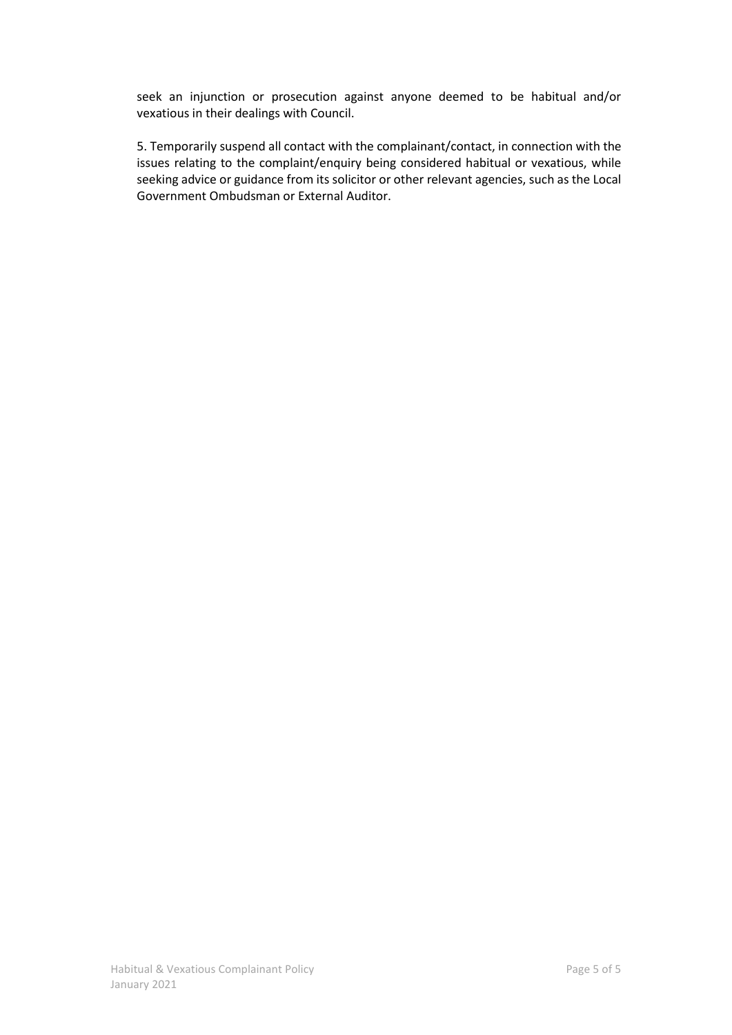seek an injunction or prosecution against anyone deemed to be habitual and/or vexatious in their dealings with Council.

5. Temporarily suspend all contact with the complainant/contact, in connection with the issues relating to the complaint/enquiry being considered habitual or vexatious, while seeking advice or guidance from its solicitor or other relevant agencies, such as the Local Government Ombudsman or External Auditor.